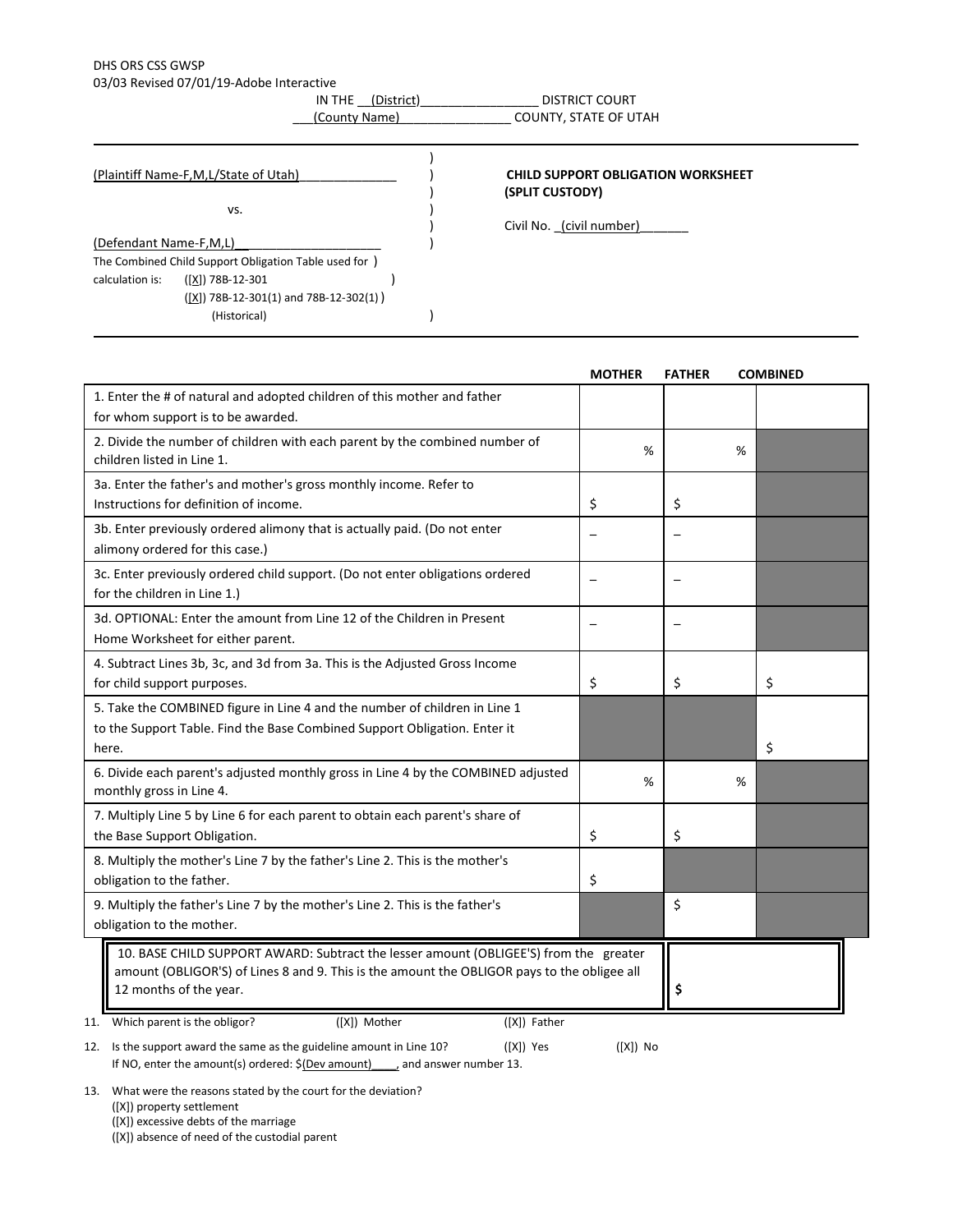DHS ORS CSS GWSP
03/03 Revised 07/01/19-Adobe Interactive

IN THE __(District)________________ DISTRICT COURT
___(County Name)________________ COUNTY, STATE OF UTAH

(Plaintiff Name-F,M,L/State of Utah)______________ )

vs. )

(Defendant Name-F,M,L)__ ___________________ )

The Combined Child Support Obligation Table used for )
calculation is: ([X]) 78B-12-301 )
([X]) 78B-12-301(1) and 78B-12-302(1) )
(Historical) )

**CHILD SUPPORT OBLIGATION WORKSHEET (SPLIT CUSTODY)**

Civil No. _(civil number)_______

| | MOTHER | FATHER | COMBINED |
|---|---|---|---|
| 1. Enter the # of natural and adopted children of this mother and father for whom support is to be awarded. | | | |
| 2. Divide the number of children with each parent by the combined number of children listed in Line 1. | % | % | |
| 3a. Enter the father's and mother's gross monthly income. Refer to Instructions for definition of income. | $ | $ | |
| 3b. Enter previously ordered alimony that is actually paid. (Do not enter alimony ordered for this case.) | – | – | |
| 3c. Enter previously ordered child support. (Do not enter obligations ordered for the children in Line 1.) | – | – | |
| 3d. OPTIONAL: Enter the amount from Line 12 of the Children in Present Home Worksheet for either parent. | – | – | |
| 4. Subtract Lines 3b, 3c, and 3d from 3a. This is the Adjusted Gross Income for child support purposes. | $ | $ | $ |
| 5. Take the COMBINED figure in Line 4 and the number of children in Line 1 to the Support Table. Find the Base Combined Support Obligation. Enter it here. | | | $ |
| 6. Divide each parent's adjusted monthly gross in Line 4 by the COMBINED adjusted monthly gross in Line 4. | % | % | |
| 7. Multiply Line 5 by Line 6 for each parent to obtain each parent's share of the Base Support Obligation. | $ | $ | |
| 8. Multiply the mother's Line 7 by the father's Line 2. This is the mother's obligation to the father. | $ | | |
| 9. Multiply the father's Line 7 by the mother's Line 2. This is the father's obligation to the mother. | | $ | |

| 10. BASE CHILD SUPPORT AWARD: Subtract the lesser amount (OBLIGEE'S) from the greater amount (OBLIGOR'S) of Lines 8 and 9. This is the amount the OBLIGOR pays to the obligee all 12 months of the year. | $ |
|---|---|

11. Which parent is the obligor? ([X]) Mother ([X]) Father

12. Is the support award the same as the guideline amount in Line 10? ([X]) Yes ([X]) No
If NO, enter the amount(s) ordered: $(Dev amount)____, and answer number 13.

13. What were the reasons stated by the court for the deviation?
([X]) property settlement
([X]) excessive debts of the marriage
([X]) absence of need of the custodial parent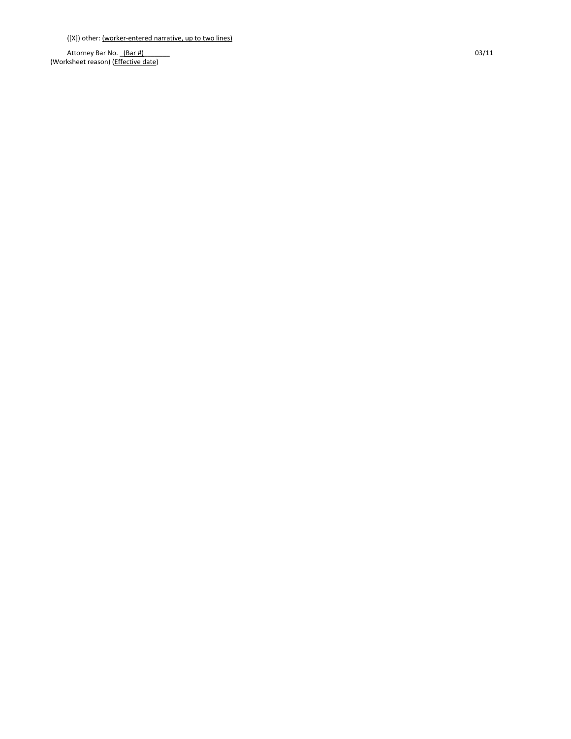([X]) other: (worker-entered narrative, up to two lines)

Attorney Bar No. _(Bar #)_______

(Worksheet reason) (Effective date)

03/11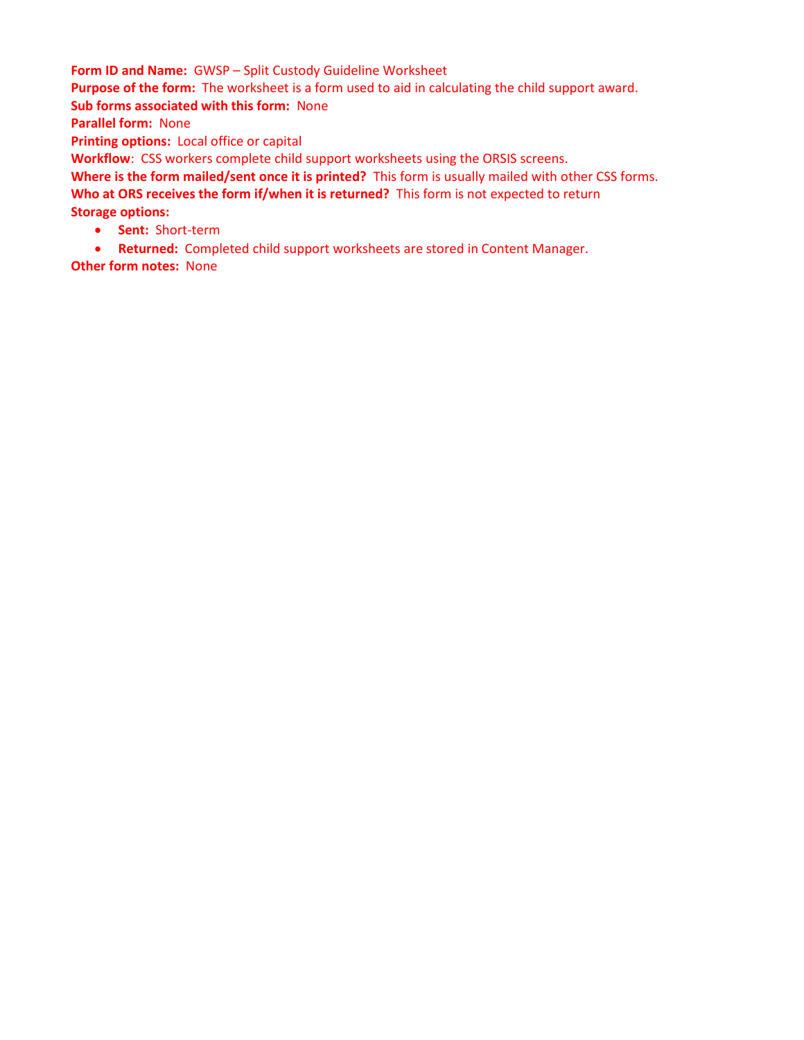**Form ID and Name:** GWSP – Split Custody Guideline Worksheet

**Purpose of the form:** The worksheet is a form used to aid in calculating the child support award.

**Sub forms associated with this form:** None

**Parallel form:** None

**Printing options:** Local office or capital

**Workflow**: CSS workers complete child support worksheets using the ORSIS screens.

**Where is the form mailed/sent once it is printed?** This form is usually mailed with other CSS forms.

**Who at ORS receives the form if/when it is returned?** This form is not expected to return

**Storage options:**

- **Sent:** Short-term
- **Returned:** Completed child support worksheets are stored in Content Manager.

**Other form notes:** None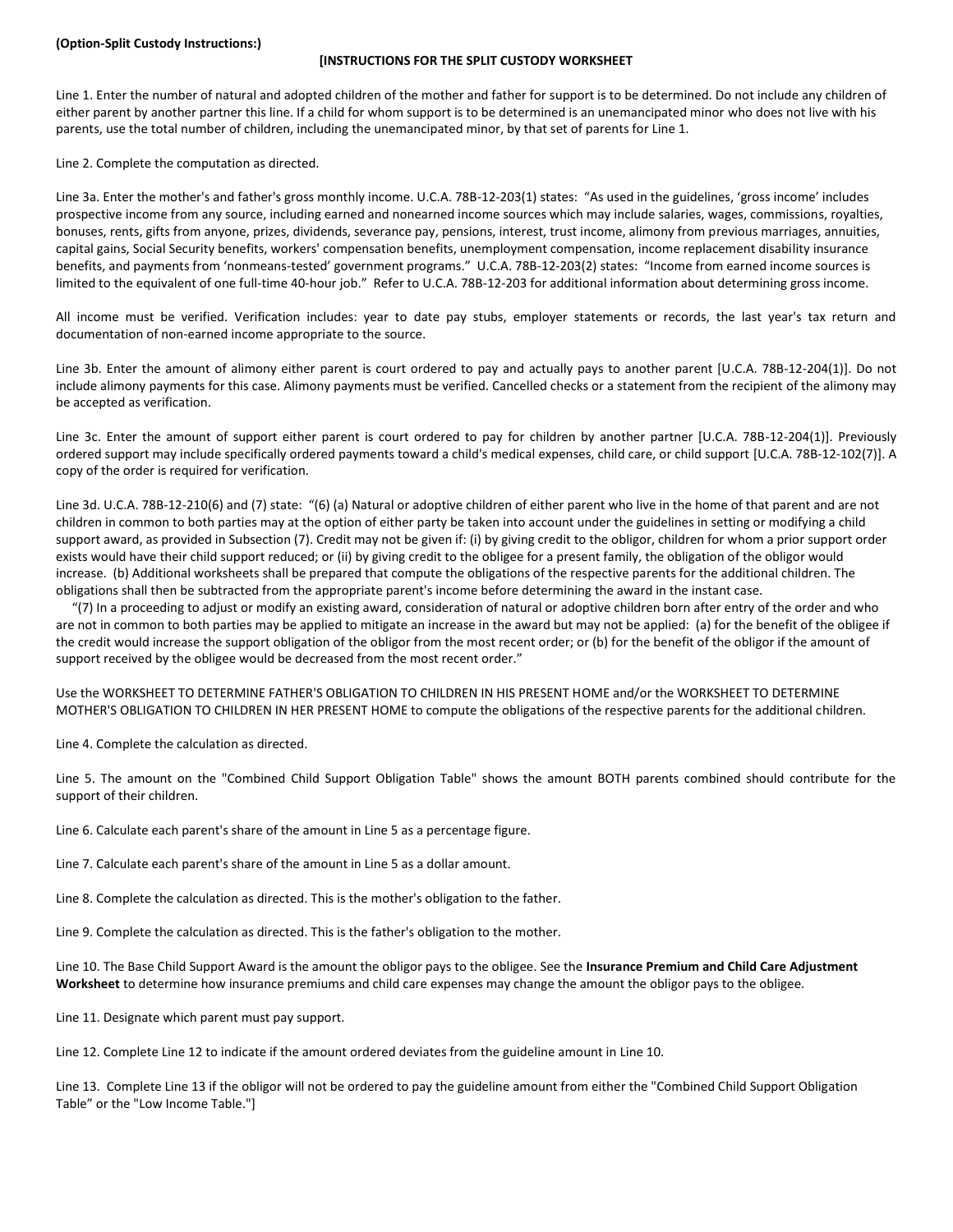**(Option-Split Custody Instructions:)**

**[INSTRUCTIONS FOR THE SPLIT CUSTODY WORKSHEET**

Line 1. Enter the number of natural and adopted children of the mother and father for support is to be determined. Do not include any children of either parent by another partner this line. If a child for whom support is to be determined is an unemancipated minor who does not live with his parents, use the total number of children, including the unemancipated minor, by that set of parents for Line 1.

Line 2. Complete the computation as directed.

Line 3a. Enter the mother's and father's gross monthly income. U.C.A. 78B-12-203(1) states: "As used in the guidelines, 'gross income' includes prospective income from any source, including earned and nonearned income sources which may include salaries, wages, commissions, royalties, bonuses, rents, gifts from anyone, prizes, dividends, severance pay, pensions, interest, trust income, alimony from previous marriages, annuities, capital gains, Social Security benefits, workers' compensation benefits, unemployment compensation, income replacement disability insurance benefits, and payments from 'nonmeans-tested' government programs." U.C.A. 78B-12-203(2) states: "Income from earned income sources is limited to the equivalent of one full-time 40-hour job." Refer to U.C.A. 78B-12-203 for additional information about determining gross income.

All income must be verified. Verification includes: year to date pay stubs, employer statements or records, the last year's tax return and documentation of non-earned income appropriate to the source.

Line 3b. Enter the amount of alimony either parent is court ordered to pay and actually pays to another parent [U.C.A. 78B-12-204(1)]. Do not include alimony payments for this case. Alimony payments must be verified. Cancelled checks or a statement from the recipient of the alimony may be accepted as verification.

Line 3c. Enter the amount of support either parent is court ordered to pay for children by another partner [U.C.A. 78B-12-204(1)]. Previously ordered support may include specifically ordered payments toward a child's medical expenses, child care, or child support [U.C.A. 78B-12-102(7)]. A copy of the order is required for verification.

Line 3d. U.C.A. 78B-12-210(6) and (7) state: "(6) (a) Natural or adoptive children of either parent who live in the home of that parent and are not children in common to both parties may at the option of either party be taken into account under the guidelines in setting or modifying a child support award, as provided in Subsection (7). Credit may not be given if: (i) by giving credit to the obligor, children for whom a prior support order exists would have their child support reduced; or (ii) by giving credit to the obligee for a present family, the obligation of the obligor would increase. (b) Additional worksheets shall be prepared that compute the obligations of the respective parents for the additional children. The obligations shall then be subtracted from the appropriate parent's income before determining the award in the instant case.

"(7) In a proceeding to adjust or modify an existing award, consideration of natural or adoptive children born after entry of the order and who are not in common to both parties may be applied to mitigate an increase in the award but may not be applied: (a) for the benefit of the obligee if the credit would increase the support obligation of the obligor from the most recent order; or (b) for the benefit of the obligor if the amount of support received by the obligee would be decreased from the most recent order."

Use the WORKSHEET TO DETERMINE FATHER'S OBLIGATION TO CHILDREN IN HIS PRESENT HOME and/or the WORKSHEET TO DETERMINE MOTHER'S OBLIGATION TO CHILDREN IN HER PRESENT HOME to compute the obligations of the respective parents for the additional children.

Line 4. Complete the calculation as directed.

Line 5. The amount on the "Combined Child Support Obligation Table" shows the amount BOTH parents combined should contribute for the support of their children.

Line 6. Calculate each parent's share of the amount in Line 5 as a percentage figure.

Line 7. Calculate each parent's share of the amount in Line 5 as a dollar amount.

Line 8. Complete the calculation as directed. This is the mother's obligation to the father.

Line 9. Complete the calculation as directed. This is the father's obligation to the mother.

Line 10. The Base Child Support Award is the amount the obligor pays to the obligee. See the **Insurance Premium and Child Care Adjustment Worksheet** to determine how insurance premiums and child care expenses may change the amount the obligor pays to the obligee.

Line 11. Designate which parent must pay support.

Line 12. Complete Line 12 to indicate if the amount ordered deviates from the guideline amount in Line 10.

Line 13. Complete Line 13 if the obligor will not be ordered to pay the guideline amount from either the "Combined Child Support Obligation Table" or the "Low Income Table."]